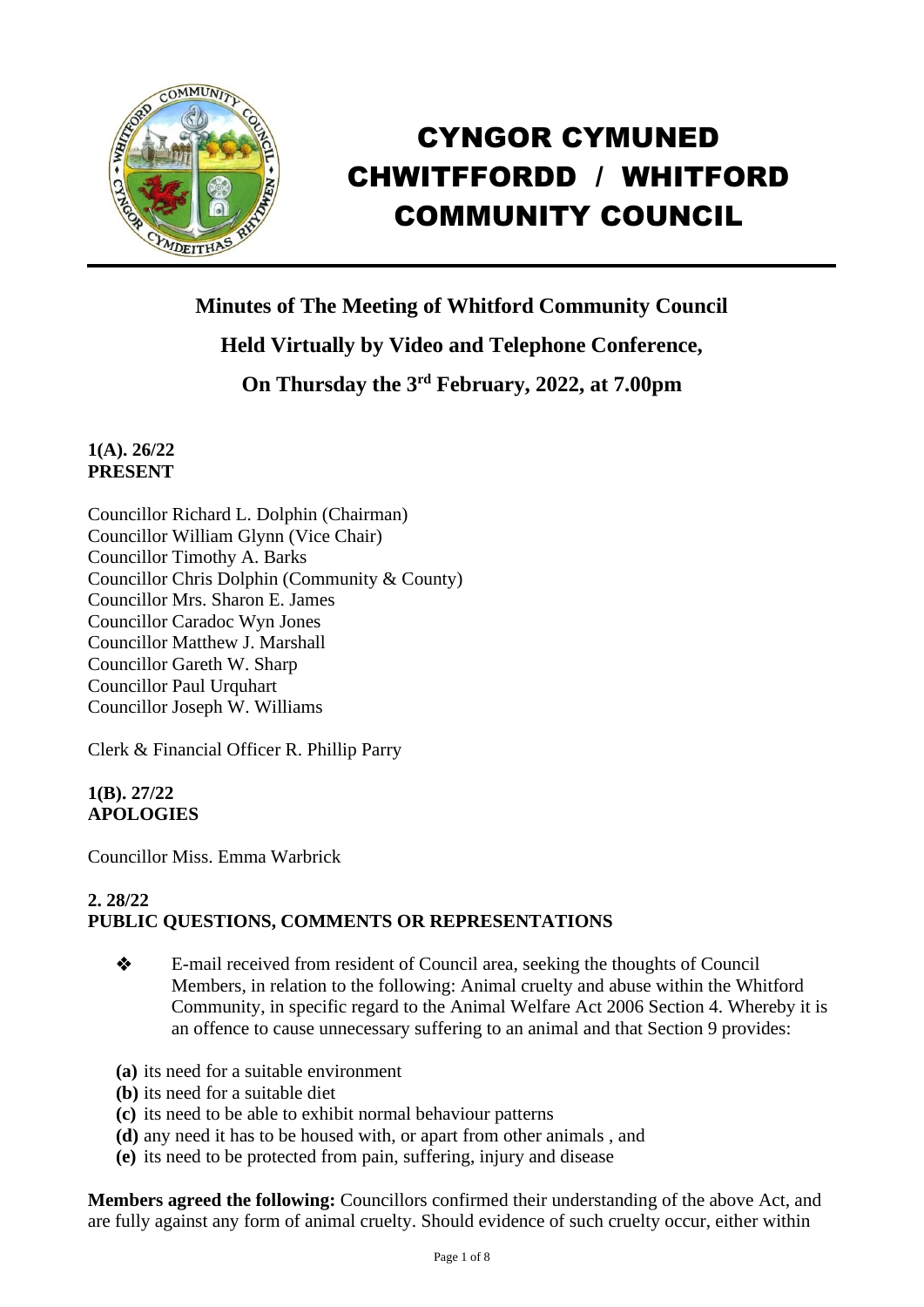# CYNGOR CYMUNED CHWITFFORDD / WHITFORD COMMUNITY COUNCIL

## Minutes of The Meeting of Whitford Community Council

## Held Virtually by Video and Telephone Conference,

## On Thursday the 3rd February, 2022, at 7.00pm

**1(A). 26/22**
**PRESENT**

Councillor Richard L. Dolphin (Chairman)
Councillor William Glynn (Vice Chair)
Councillor Timothy A. Barks
Councillor Chris Dolphin (Community & County)
Councillor Mrs. Sharon E. James
Councillor Caradoc Wyn Jones
Councillor Matthew J. Marshall
Councillor Gareth W. Sharp
Councillor Paul Urquhart
Councillor Joseph W. Williams

Clerk & Financial Officer R. Phillip Parry

**1(B). 27/22**
**APOLOGIES**

Councillor Miss. Emma Warbrick

**2. 28/22**
**PUBLIC QUESTIONS, COMMENTS OR REPRESENTATIONS**

- E-mail received from resident of Council area, seeking the thoughts of Council Members, in relation to the following: Animal cruelty and abuse within the Whitford Community, in specific regard to the Animal Welfare Act 2006 Section 4. Whereby it is an offence to cause unnecessary suffering to an animal and that Section 9 provides:

**(a)** its need for a suitable environment
**(b)** its need for a suitable diet
**(c)** its need to be able to exhibit normal behaviour patterns
**(d)** any need it has to be housed with, or apart from other animals , and
**(e)** its need to be protected from pain, suffering, injury and disease

**Members agreed the following:** Councillors confirmed their understanding of the above Act, and are fully against any form of animal cruelty. Should evidence of such cruelty occur, either within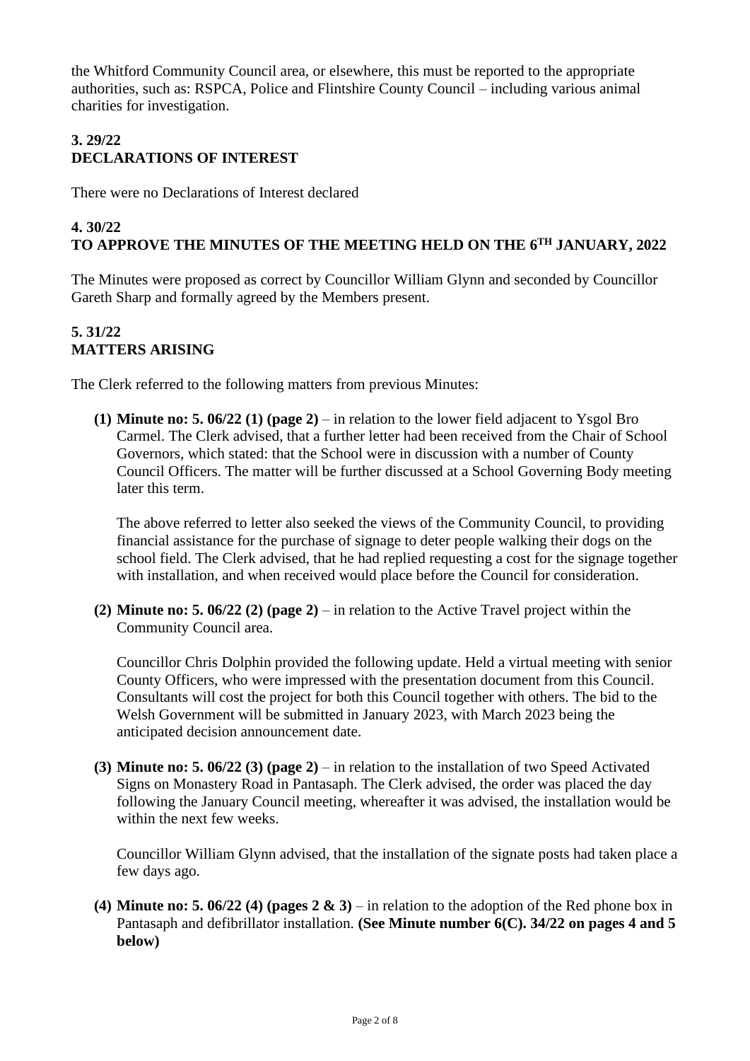the Whitford Community Council area, or elsewhere, this must be reported to the appropriate authorities, such as: RSPCA, Police and Flintshire County Council – including various animal charities for investigation.

## 3. 29/22
## DECLARATIONS OF INTEREST

There were no Declarations of Interest declared

## 4. 30/22
## TO APPROVE THE MINUTES OF THE MEETING HELD ON THE 6TH JANUARY, 2022

The Minutes were proposed as correct by Councillor William Glynn and seconded by Councillor Gareth Sharp and formally agreed by the Members present.

## 5. 31/22
## MATTERS ARISING

The Clerk referred to the following matters from previous Minutes:

**(1) Minute no: 5. 06/22 (1) (page 2)** – in relation to the lower field adjacent to Ysgol Bro Carmel. The Clerk advised, that a further letter had been received from the Chair of School Governors, which stated: that the School were in discussion with a number of County Council Officers. The matter will be further discussed at a School Governing Body meeting later this term.

The above referred to letter also seeked the views of the Community Council, to providing financial assistance for the purchase of signage to deter people walking their dogs on the school field. The Clerk advised, that he had replied requesting a cost for the signage together with installation, and when received would place before the Council for consideration.

**(2) Minute no: 5. 06/22 (2) (page 2)** – in relation to the Active Travel project within the Community Council area.

Councillor Chris Dolphin provided the following update. Held a virtual meeting with senior County Officers, who were impressed with the presentation document from this Council. Consultants will cost the project for both this Council together with others. The bid to the Welsh Government will be submitted in January 2023, with March 2023 being the anticipated decision announcement date.

**(3) Minute no: 5. 06/22 (3) (page 2)** – in relation to the installation of two Speed Activated Signs on Monastery Road in Pantasaph. The Clerk advised, the order was placed the day following the January Council meeting, whereafter it was advised, the installation would be within the next few weeks.

Councillor William Glynn advised, that the installation of the signate posts had taken place a few days ago.

**(4) Minute no: 5. 06/22 (4) (pages 2 & 3)** – in relation to the adoption of the Red phone box in Pantasaph and defibrillator installation. **(See Minute number 6(C). 34/22 on pages 4 and 5 below)**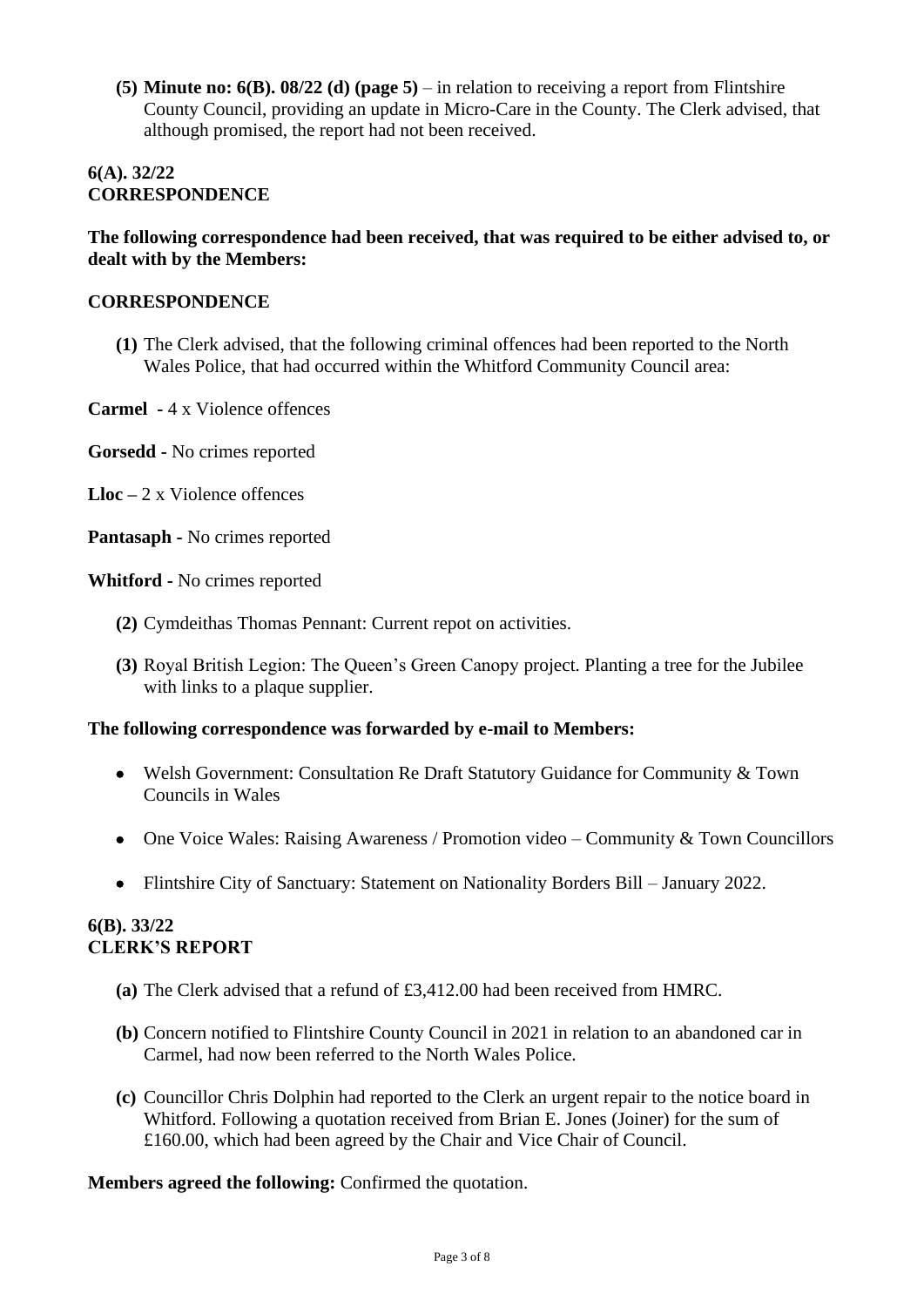**(5) Minute no: 6(B). 08/22 (d) (page 5)** – in relation to receiving a report from Flintshire County Council, providing an update in Micro-Care in the County. The Clerk advised, that although promised, the report had not been received.

**6(A). 32/22**
**CORRESPONDENCE**

**The following correspondence had been received, that was required to be either advised to, or dealt with by the Members:**

**CORRESPONDENCE**

**(1)** The Clerk advised, that the following criminal offences had been reported to the North Wales Police, that had occurred within the Whitford Community Council area:

**Carmel -** 4 x Violence offences

**Gorsedd -** No crimes reported

**Lloc –** 2 x Violence offences

**Pantasaph -** No crimes reported

**Whitford -** No crimes reported

**(2)** Cymdeithas Thomas Pennant: Current repot on activities.

**(3)** Royal British Legion: The Queen's Green Canopy project. Planting a tree for the Jubilee with links to a plaque supplier.

**The following correspondence was forwarded by e-mail to Members:**

- Welsh Government: Consultation Re Draft Statutory Guidance for Community & Town Councils in Wales
- One Voice Wales: Raising Awareness / Promotion video – Community & Town Councillors
- Flintshire City of Sanctuary: Statement on Nationality Borders Bill – January 2022.

**6(B). 33/22**
**CLERK'S REPORT**

**(a)** The Clerk advised that a refund of £3,412.00 had been received from HMRC.

**(b)** Concern notified to Flintshire County Council in 2021 in relation to an abandoned car in Carmel, had now been referred to the North Wales Police.

**(c)** Councillor Chris Dolphin had reported to the Clerk an urgent repair to the notice board in Whitford. Following a quotation received from Brian E. Jones (Joiner) for the sum of £160.00, which had been agreed by the Chair and Vice Chair of Council.

**Members agreed the following:** Confirmed the quotation.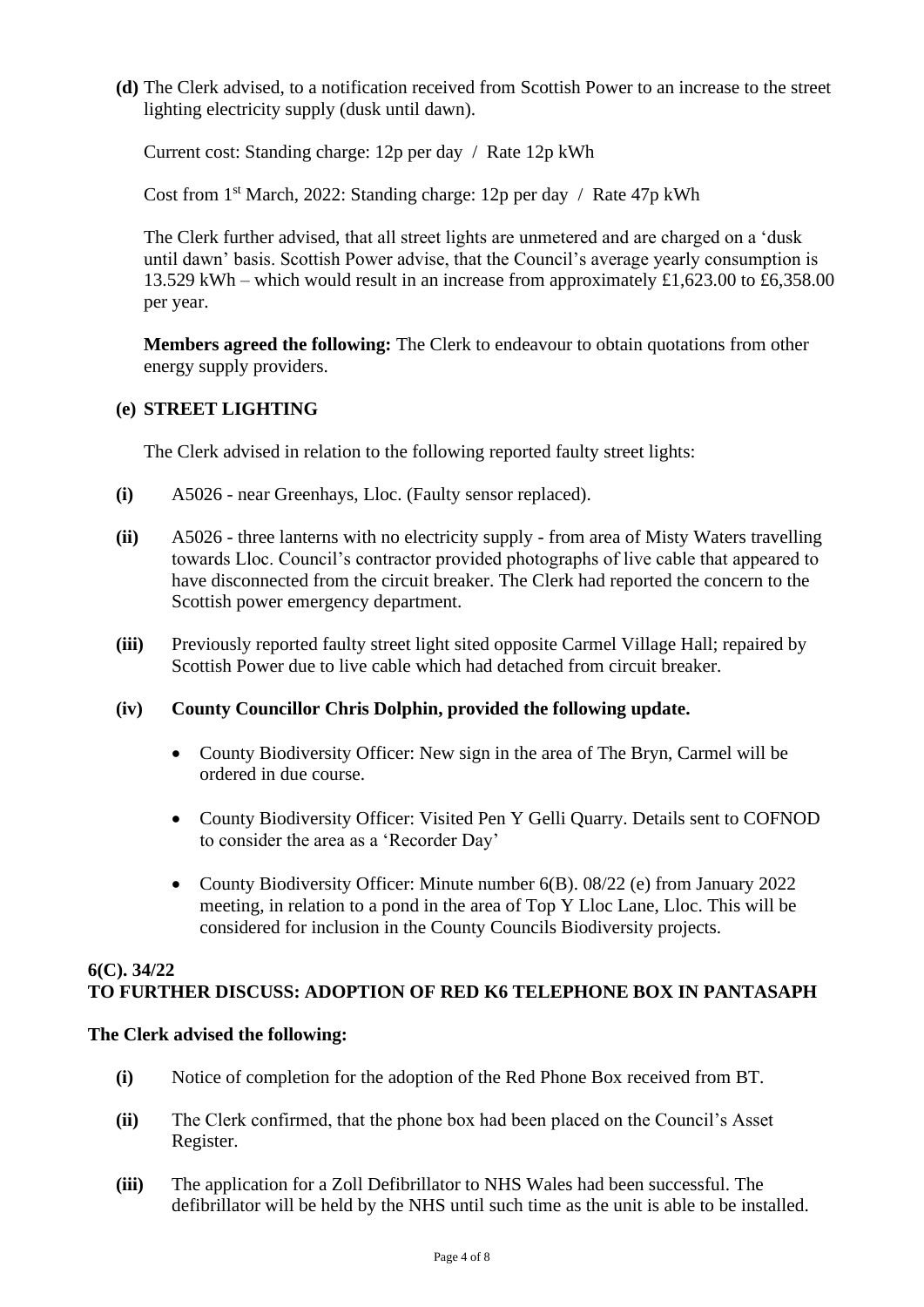**(d)** The Clerk advised, to a notification received from Scottish Power to an increase to the street lighting electricity supply (dusk until dawn).

Current cost: Standing charge: 12p per day / Rate 12p kWh

Cost from 1st March, 2022: Standing charge: 12p per day / Rate 47p kWh

The Clerk further advised, that all street lights are unmetered and are charged on a 'dusk until dawn' basis. Scottish Power advise, that the Council's average yearly consumption is 13.529 kWh – which would result in an increase from approximately £1,623.00 to £6,358.00 per year.

**Members agreed the following:** The Clerk to endeavour to obtain quotations from other energy supply providers.

**(e) STREET LIGHTING**

The Clerk advised in relation to the following reported faulty street lights:

**(i)** A5026 - near Greenhays, Lloc. (Faulty sensor replaced).

**(ii)** A5026 - three lanterns with no electricity supply - from area of Misty Waters travelling towards Lloc. Council's contractor provided photographs of live cable that appeared to have disconnected from the circuit breaker. The Clerk had reported the concern to the Scottish power emergency department.

**(iii)** Previously reported faulty street light sited opposite Carmel Village Hall; repaired by Scottish Power due to live cable which had detached from circuit breaker.

**(iv) County Councillor Chris Dolphin, provided the following update.**

- County Biodiversity Officer: New sign in the area of The Bryn, Carmel will be ordered in due course.
- County Biodiversity Officer: Visited Pen Y Gelli Quarry. Details sent to COFNOD to consider the area as a 'Recorder Day'
- County Biodiversity Officer: Minute number 6(B). 08/22 (e) from January 2022 meeting, in relation to a pond in the area of Top Y Lloc Lane, Lloc. This will be considered for inclusion in the County Councils Biodiversity projects.

**6(C). 34/22**
**TO FURTHER DISCUSS: ADOPTION OF RED K6 TELEPHONE BOX IN PANTASAPH**

**The Clerk advised the following:**

**(i)** Notice of completion for the adoption of the Red Phone Box received from BT.

**(ii)** The Clerk confirmed, that the phone box had been placed on the Council's Asset Register.

**(iii)** The application for a Zoll Defibrillator to NHS Wales had been successful. The defibrillator will be held by the NHS until such time as the unit is able to be installed.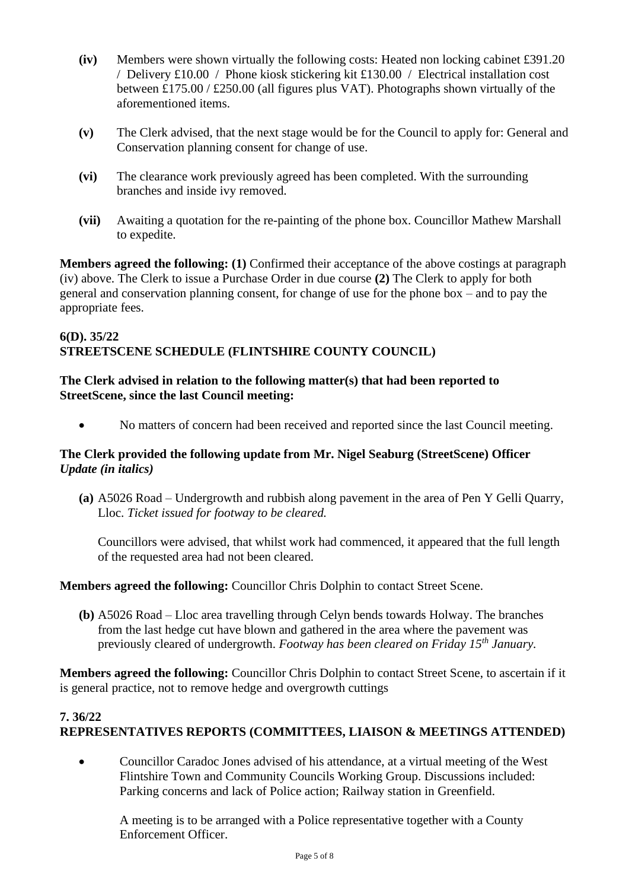**(iv)** Members were shown virtually the following costs: Heated non locking cabinet £391.20 / Delivery £10.00 / Phone kiosk stickering kit £130.00 / Electrical installation cost between £175.00 / £250.00 (all figures plus VAT). Photographs shown virtually of the aforementioned items.

**(v)** The Clerk advised, that the next stage would be for the Council to apply for: General and Conservation planning consent for change of use.

**(vi)** The clearance work previously agreed has been completed. With the surrounding branches and inside ivy removed.

**(vii)** Awaiting a quotation for the re-painting of the phone box. Councillor Mathew Marshall to expedite.

**Members agreed the following: (1)** Confirmed their acceptance of the above costings at paragraph (iv) above. The Clerk to issue a Purchase Order in due course **(2)** The Clerk to apply for both general and conservation planning consent, for change of use for the phone box – and to pay the appropriate fees.

**6(D). 35/22**
**STREETSCENE SCHEDULE (FLINTSHIRE COUNTY COUNCIL)**

**The Clerk advised in relation to the following matter(s) that had been reported to StreetScene, since the last Council meeting:**

- No matters of concern had been received and reported since the last Council meeting.

**The Clerk provided the following update from Mr. Nigel Seaburg (StreetScene) Officer** ***Update (in italics)***

**(a)** A5026 Road – Undergrowth and rubbish along pavement in the area of Pen Y Gelli Quarry, Lloc. *Ticket issued for footway to be cleared.*

Councillors were advised, that whilst work had commenced, it appeared that the full length of the requested area had not been cleared.

**Members agreed the following:** Councillor Chris Dolphin to contact Street Scene.

**(b)** A5026 Road – Lloc area travelling through Celyn bends towards Holway. The branches from the last hedge cut have blown and gathered in the area where the pavement was previously cleared of undergrowth. *Footway has been cleared on Friday 15th January.*

**Members agreed the following:** Councillor Chris Dolphin to contact Street Scene, to ascertain if it is general practice, not to remove hedge and overgrowth cuttings

**7. 36/22**
**REPRESENTATIVES REPORTS (COMMITTEES, LIAISON & MEETINGS ATTENDED)**

- Councillor Caradoc Jones advised of his attendance, at a virtual meeting of the West Flintshire Town and Community Councils Working Group. Discussions included: Parking concerns and lack of Police action; Railway station in Greenfield.

  A meeting is to be arranged with a Police representative together with a County Enforcement Officer.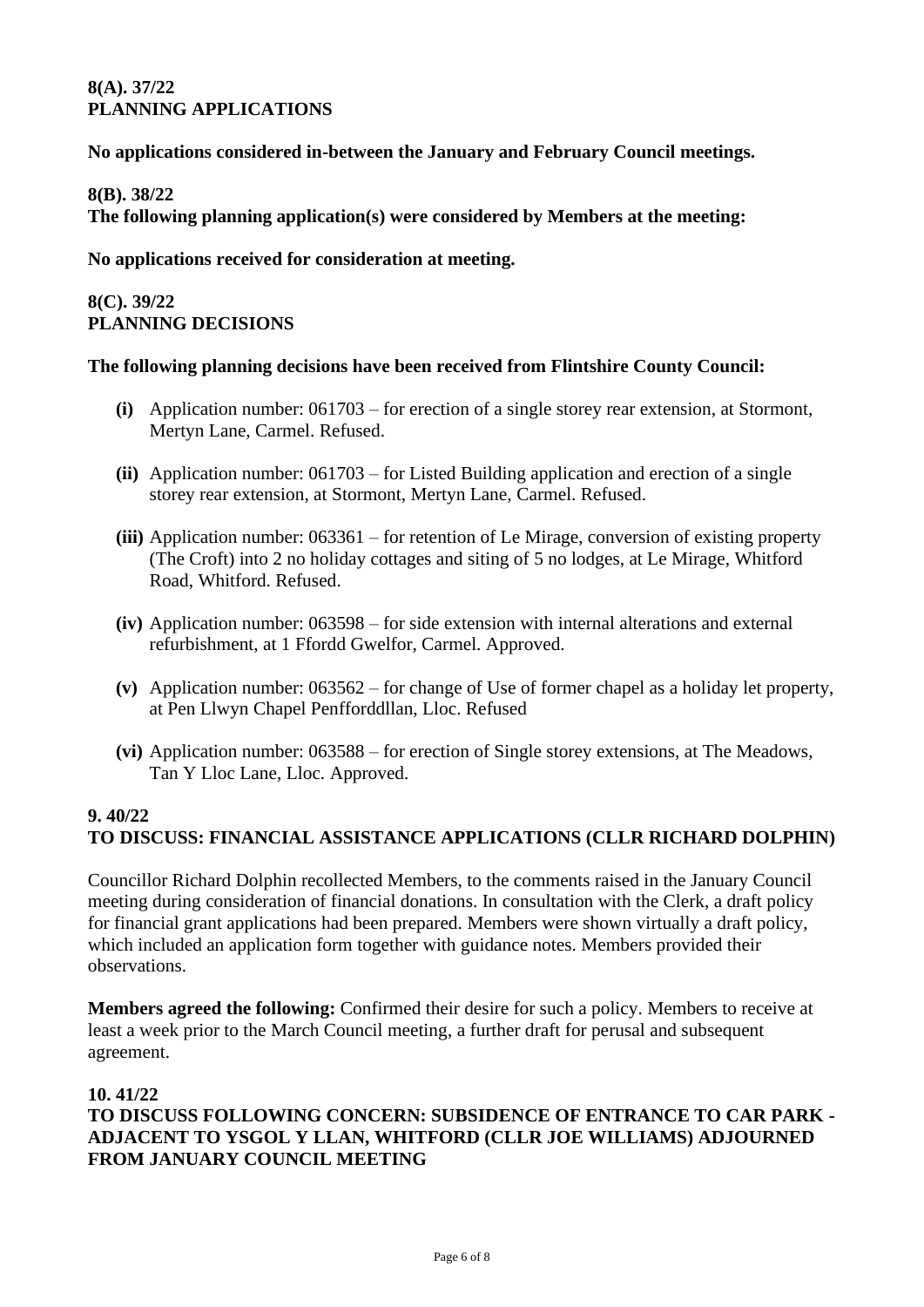**8(A). 37/22**
**PLANNING APPLICATIONS**

**No applications considered in-between the January and February Council meetings.**

**8(B). 38/22**
**The following planning application(s) were considered by Members at the meeting:**

**No applications received for consideration at meeting.**

**8(C). 39/22**
**PLANNING DECISIONS**

**The following planning decisions have been received from Flintshire County Council:**

- **(i)** Application number: 061703 – for erection of a single storey rear extension, at Stormont, Mertyn Lane, Carmel. Refused.
- **(ii)** Application number: 061703 – for Listed Building application and erection of a single storey rear extension, at Stormont, Mertyn Lane, Carmel. Refused.
- **(iii)** Application number: 063361 – for retention of Le Mirage, conversion of existing property (The Croft) into 2 no holiday cottages and siting of 5 no lodges, at Le Mirage, Whitford Road, Whitford. Refused.
- **(iv)** Application number: 063598 – for side extension with internal alterations and external refurbishment, at 1 Ffordd Gwelfor, Carmel. Approved.
- **(v)** Application number: 063562 – for change of Use of former chapel as a holiday let property, at Pen Llwyn Chapel Penfforddllan, Lloc. Refused
- **(vi)** Application number: 063588 – for erection of Single storey extensions, at The Meadows, Tan Y Lloc Lane, Lloc. Approved.

**9. 40/22**
**TO DISCUSS: FINANCIAL ASSISTANCE APPLICATIONS (CLLR RICHARD DOLPHIN)**

Councillor Richard Dolphin recollected Members, to the comments raised in the January Council meeting during consideration of financial donations. In consultation with the Clerk, a draft policy for financial grant applications had been prepared. Members were shown virtually a draft policy, which included an application form together with guidance notes. Members provided their observations.

**Members agreed the following:** Confirmed their desire for such a policy. Members to receive at least a week prior to the March Council meeting, a further draft for perusal and subsequent agreement.

**10. 41/22**
**TO DISCUSS FOLLOWING CONCERN: SUBSIDENCE OF ENTRANCE TO CAR PARK - ADJACENT TO YSGOL Y LLAN, WHITFORD (CLLR JOE WILLIAMS) ADJOURNED FROM JANUARY COUNCIL MEETING**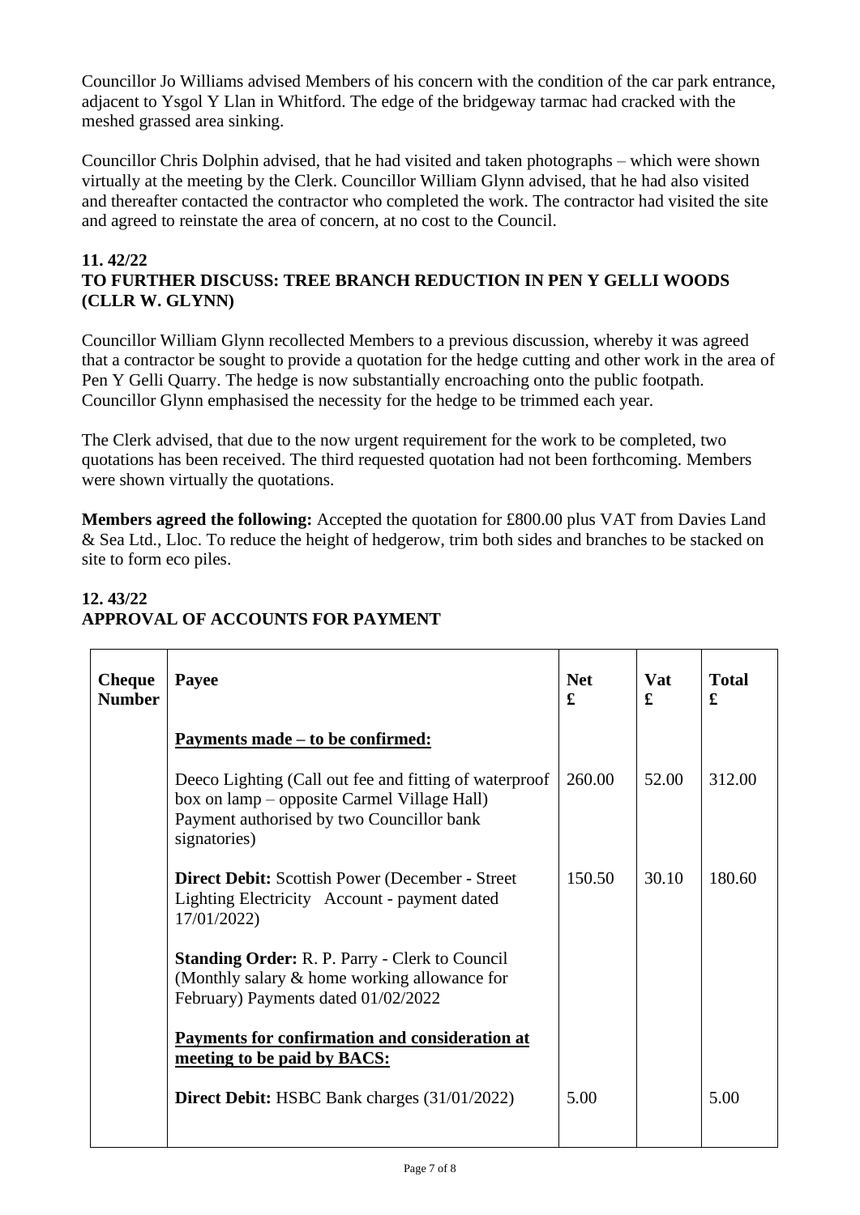Councillor Jo Williams advised Members of his concern with the condition of the car park entrance, adjacent to Ysgol Y Llan in Whitford. The edge of the bridgeway tarmac had cracked with the meshed grassed area sinking.

Councillor Chris Dolphin advised, that he had visited and taken photographs – which were shown virtually at the meeting by the Clerk. Councillor William Glynn advised, that he had also visited and thereafter contacted the contractor who completed the work. The contractor had visited the site and agreed to reinstate the area of concern, at no cost to the Council.

## 11. 42/22
## TO FURTHER DISCUSS: TREE BRANCH REDUCTION IN PEN Y GELLI WOODS (CLLR W. GLYNN)

Councillor William Glynn recollected Members to a previous discussion, whereby it was agreed that a contractor be sought to provide a quotation for the hedge cutting and other work in the area of Pen Y Gelli Quarry. The hedge is now substantially encroaching onto the public footpath. Councillor Glynn emphasised the necessity for the hedge to be trimmed each year.

The Clerk advised, that due to the now urgent requirement for the work to be completed, two quotations has been received. The third requested quotation had not been forthcoming. Members were shown virtually the quotations.

**Members agreed the following:** Accepted the quotation for £800.00 plus VAT from Davies Land & Sea Ltd., Lloc. To reduce the height of hedgerow, trim both sides and branches to be stacked on site to form eco piles.

## 12. 43/22
## APPROVAL OF ACCOUNTS FOR PAYMENT

| Cheque Number | Payee | Net £ | Vat £ | Total £ |
|---|---|---|---|---|
| | **Payments made – to be confirmed:** | | | |
| | Deeco Lighting (Call out fee and fitting of waterproof box on lamp – opposite Carmel Village Hall) Payment authorised by two Councillor bank signatories) | 260.00 | 52.00 | 312.00 |
| | **Direct Debit:** Scottish Power (December - Street Lighting Electricity Account - payment dated 17/01/2022) | 150.50 | 30.10 | 180.60 |
| | **Standing Order:** R. P. Parry - Clerk to Council (Monthly salary & home working allowance for February) Payments dated 01/02/2022 | | | |
| | **Payments for confirmation and consideration at meeting to be paid by BACS:** | | | |
| | **Direct Debit:** HSBC Bank charges (31/01/2022) | 5.00 | | 5.00 |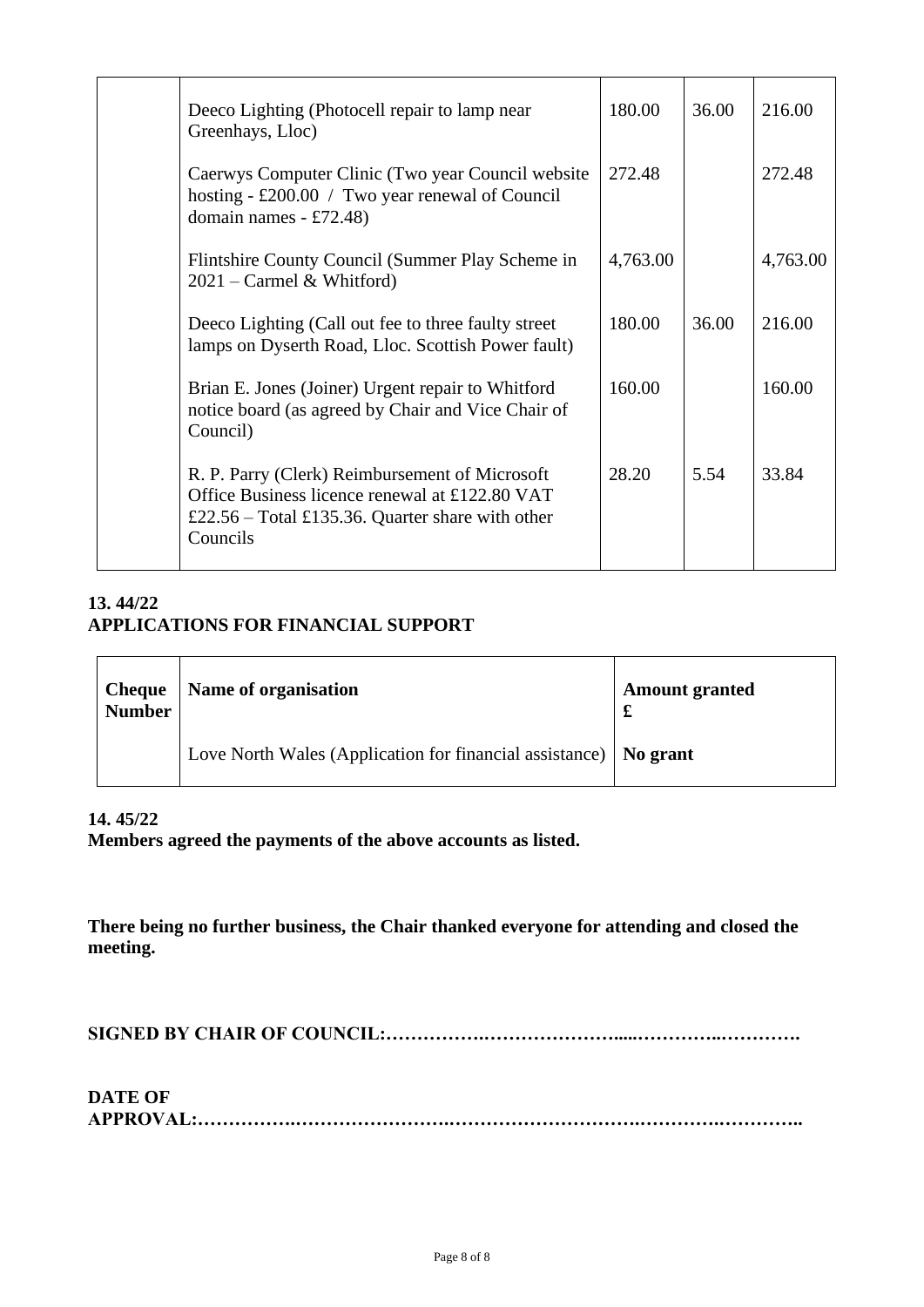| | | | | |
|---|---|---|---|---|
| | Deeco Lighting (Photocell repair to lamp near Greenhays, Lloc) | 180.00 | 36.00 | 216.00 |
| | Caerwys Computer Clinic (Two year Council website hosting - £200.00 / Two year renewal of Council domain names - £72.48) | 272.48 | | 272.48 |
| | Flintshire County Council (Summer Play Scheme in 2021 – Carmel & Whitford) | 4,763.00 | | 4,763.00 |
| | Deeco Lighting (Call out fee to three faulty street lamps on Dyserth Road, Lloc. Scottish Power fault) | 180.00 | 36.00 | 216.00 |
| | Brian E. Jones (Joiner) Urgent repair to Whitford notice board (as agreed by Chair and Vice Chair of Council) | 160.00 | | 160.00 |
| | R. P. Parry (Clerk) Reimbursement of Microsoft Office Business licence renewal at £122.80 VAT £22.56 – Total £135.36. Quarter share with other Councils | 28.20 | 5.54 | 33.84 |

**13. 44/22**
**APPLICATIONS FOR FINANCIAL SUPPORT**

| Cheque Number | Name of organisation | Amount granted £ |
|---|---|---|
| | Love North Wales (Application for financial assistance) | **No grant** |

**14. 45/22**
**Members agreed the payments of the above accounts as listed.**

**There being no further business, the Chair thanked everyone for attending and closed the meeting.**

**SIGNED BY CHAIR OF COUNCIL:……………………………………………………………….**

**DATE OF APPROVAL:…………………………………………………………………………………………..**